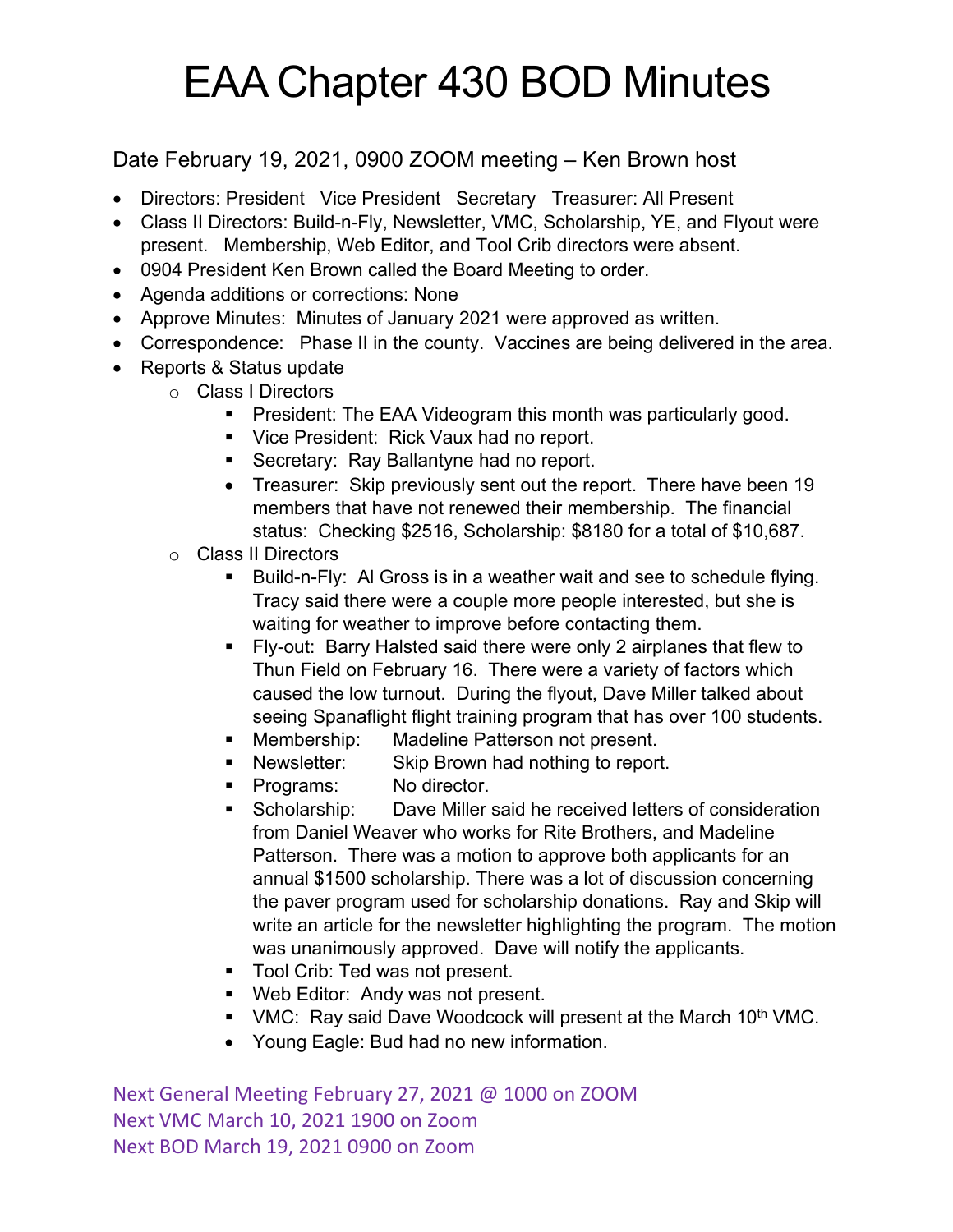# EAA Chapter 430 BOD Minutes

Date February 19, 2021, 0900 ZOOM meeting – Ken Brown host

- Directors: President   Vice President   Secretary   Treasurer: All Present
- Class II Directors: Build-n-Fly, Newsletter, VMC, Scholarship, YE, and Flyout were present.   Membership, Web Editor, and Tool Crib directors were absent.
- 0904 President Ken Brown called the Board Meeting to order.
- Agenda additions or corrections: None
- Approve Minutes:  Minutes of January 2021 were approved as written.
- Correspondence:   Phase II in the county.  Vaccines are being delivered in the area.
- Reports & Status update
  - Class I Directors
    - President: The EAA Videogram this month was particularly good.
    - Vice President:  Rick Vaux had no report.
    - Secretary:  Ray Ballantyne had no report.
    - Treasurer:  Skip previously sent out the report.  There have been 19 members that have not renewed their membership.  The financial status:  Checking $2516, Scholarship: $8180 for a total of $10,687.
  - Class II Directors
    - Build-n-Fly:  Al Gross is in a weather wait and see to schedule flying. Tracy said there were a couple more people interested, but she is waiting for weather to improve before contacting them.
    - Fly-out:  Barry Halsted said there were only 2 airplanes that flew to Thun Field on February 16.  There were a variety of factors which caused the low turnout.  During the flyout, Dave Miller talked about seeing Spanaflight flight training program that has over 100 students.
    - Membership:    Madeline Patterson not present.
    - Newsletter:    Skip Brown had nothing to report.
    - Programs:    No director.
    - Scholarship:    Dave Miller said he received letters of consideration from Daniel Weaver who works for Rite Brothers, and Madeline Patterson.  There was a motion to approve both applicants for an annual $1500 scholarship. There was a lot of discussion concerning the paver program used for scholarship donations.  Ray and Skip will write an article for the newsletter highlighting the program.  The motion was unanimously approved.  Dave will notify the applicants.
    - Tool Crib: Ted was not present.
    - Web Editor:  Andy was not present.
    - VMC:  Ray said Dave Woodcock will present at the March 10th VMC.
    - Young Eagle: Bud had no new information.

Next General Meeting February 27, 2021 @ 1000 on ZOOM
Next VMC March 10, 2021 1900 on Zoom
Next BOD March 19, 2021 0900 on Zoom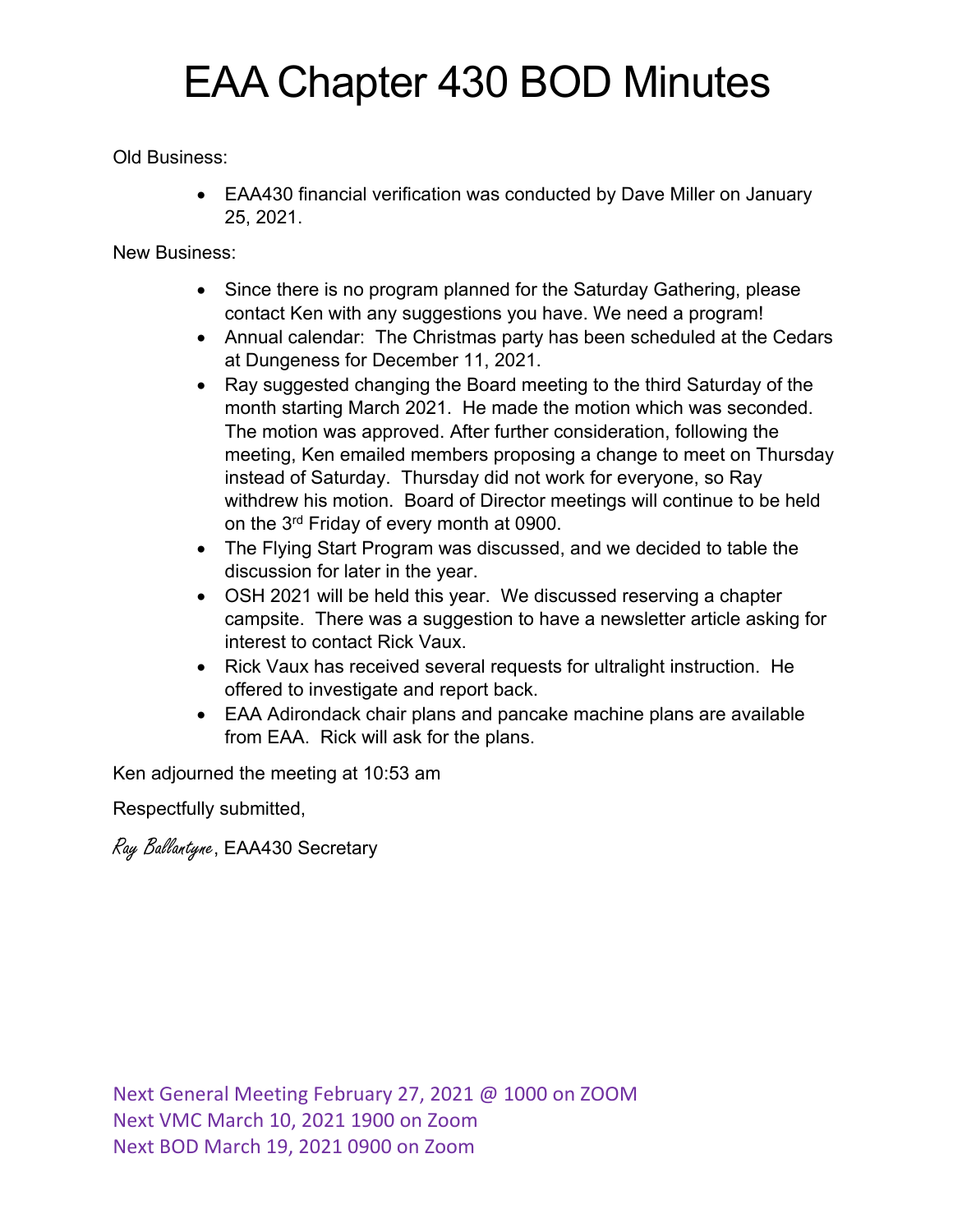# EAA Chapter 430 BOD Minutes

Old Business:

- EAA430 financial verification was conducted by Dave Miller on January 25, 2021.

New Business:

- Since there is no program planned for the Saturday Gathering, please contact Ken with any suggestions you have. We need a program!
- Annual calendar: The Christmas party has been scheduled at the Cedars at Dungeness for December 11, 2021.
- Ray suggested changing the Board meeting to the third Saturday of the month starting March 2021. He made the motion which was seconded. The motion was approved. After further consideration, following the meeting, Ken emailed members proposing a change to meet on Thursday instead of Saturday. Thursday did not work for everyone, so Ray withdrew his motion. Board of Director meetings will continue to be held on the 3rd Friday of every month at 0900.
- The Flying Start Program was discussed, and we decided to table the discussion for later in the year.
- OSH 2021 will be held this year. We discussed reserving a chapter campsite. There was a suggestion to have a newsletter article asking for interest to contact Rick Vaux.
- Rick Vaux has received several requests for ultralight instruction. He offered to investigate and report back.
- EAA Adirondack chair plans and pancake machine plans are available from EAA. Rick will ask for the plans.

Ken adjourned the meeting at 10:53 am

Respectfully submitted,

*Ray Ballantyne*, EAA430 Secretary

Next General Meeting February 27, 2021 @ 1000 on ZOOM
Next VMC March 10, 2021 1900 on Zoom
Next BOD March 19, 2021 0900 on Zoom